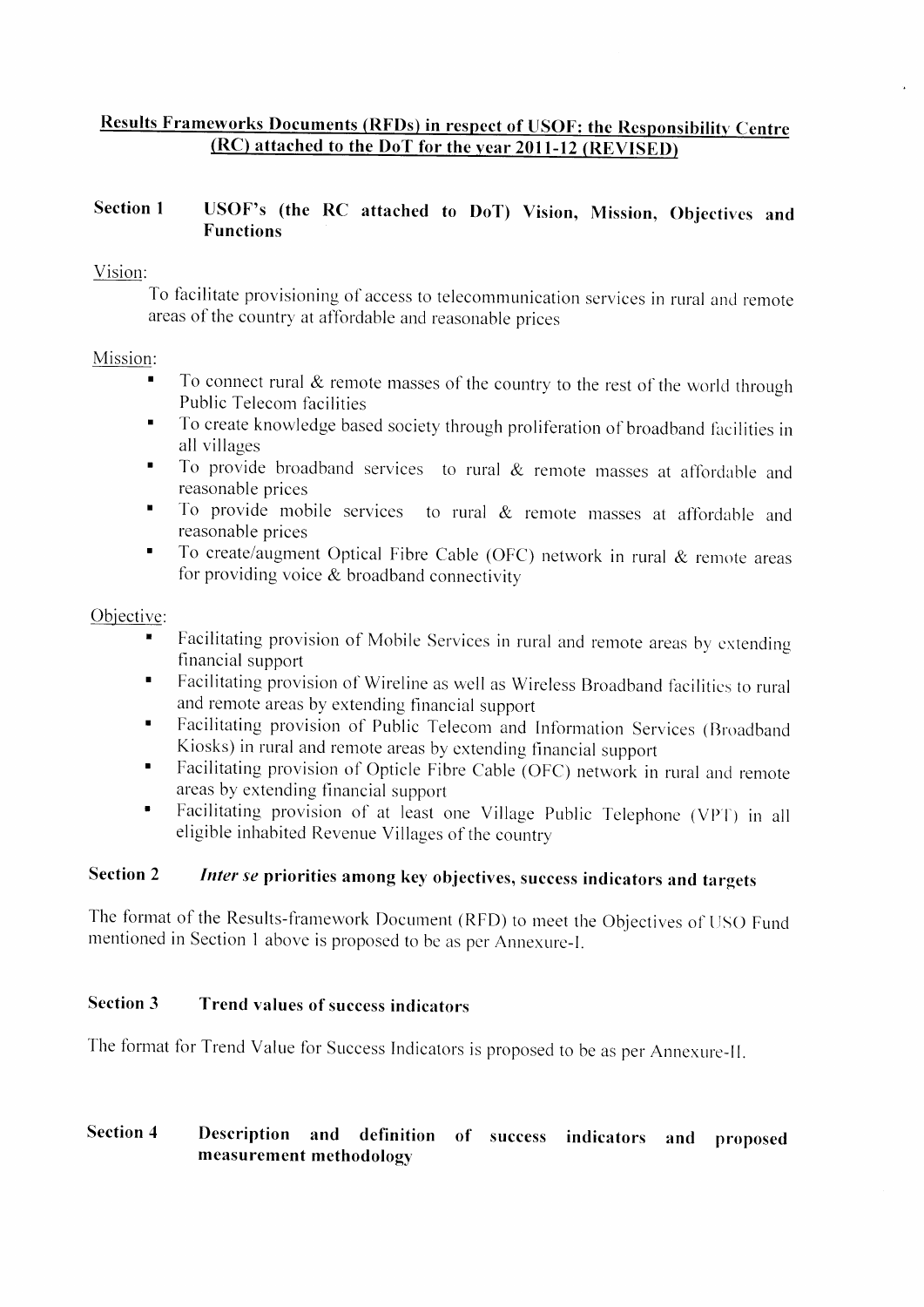# Results Frameworks Documents (RFDs) in respect of USOF: the Responsibility Centre (RC) attached to the DoT for the year 2011-12 (REVISED)

## Section 1 USOF's (the RC attached to DoT) Vision, Mission, Objectives and Functions

Vision:

To facilitate provisioning of access to telecommunication services in rural and remote areas of the country at affordable and reasonable prices

Mission:

- To connect rural & remote masses of the country to the rest of the world through Public Telecom facilities
- To create knowledge based society through proliferation of broadband facilities in all villages
- To provide broadband services to rural & remote masses at affordable and reasonable prices
- To provide mobile services to rural & remote masses at affordable and reasonable prices
- To create/augment Optical Fibre Cable (OFC) network in rural & remote areas for providing voice & broadband connectivity

Objective:

- Facilitating provision of Mobile Services in rural and remote areas by extending financial support
- Facilitating provision of Wireline as well as Wireless Broadband facilities to rural and remote areas by extending financial support
- Facilitating provision of Public Telecom and Information Services (Broadband Kiosks) in rural and remote areas by extending financial support
- Facilitating provision of Opticle Fibre Cable (OFC) network in rural and remote areas by extending financial support
- Facilitating provision of at least one Village Public Telephone (VPT) in all eligible inhabited Revenue Villages of the country

## Section 2 *Inter se* priorities among key objectives, success indicators and targets

The format of the Results-framework Document (RFD) to meet the Objectives of USO Fund mentioned in Section 1 above is proposed to be as per Annexure-I.

## Section 3 Trend values of success indicators

The format for Trend Value for Success Indicators is proposed to be as per Annexure-II.

## Section 4 Description and definition of success indicators and proposed measurement methodology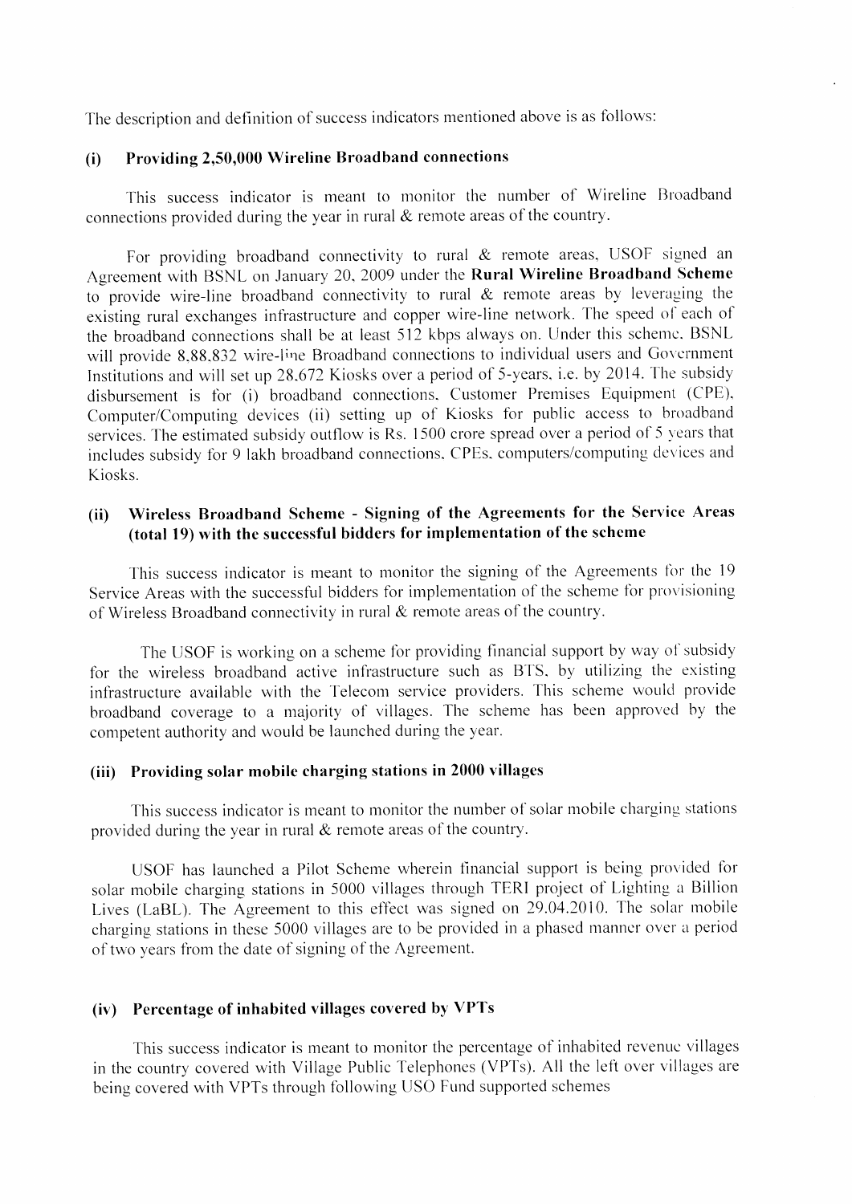The description and definition of success indicators mentioned above is as follows:

### (i) Providing 2,50,000 Wireline Broadband connections

This success indicator is meant to monitor the number of Wireline Broadband connections provided during the year in rural & remote areas of the country.

For providing broadband connectivity to rural & remote areas, USOF signed an Agreement with BSNL on January 20, 2009 under the **Rural Wireline Broadband Scheme** to provide wire-line broadband connectivity to rural & remote areas by leveraging the existing rural exchanges infrastructure and copper wire-line network. The speed of each of the broadband connections shall be at least 512 kbps always on. Under this scheme, BSNL will provide 8,88,832 wire-line Broadband connections to individual users and Government Institutions and will set up 28,672 Kiosks over a period of 5-years, i.e. by 2014. The subsidy disbursement is for (i) broadband connections, Customer Premises Equipment (CPE), Computer/Computing devices (ii) setting up of Kiosks for public access to broadband services. The estimated subsidy outflow is Rs. 1500 crore spread over a period of 5 years that includes subsidy for 9 lakh broadband connections, CPEs, computers/computing devices and Kiosks.

### (ii) Wireless Broadband Scheme - Signing of the Agreements for the Service Areas (total 19) with the successful bidders for implementation of the scheme

This success indicator is meant to monitor the signing of the Agreements for the 19 Service Areas with the successful bidders for implementation of the scheme for provisioning of Wireless Broadband connectivity in rural & remote areas of the country.

The USOF is working on a scheme for providing financial support by way of subsidy for the wireless broadband active infrastructure such as BTS, by utilizing the existing infrastructure available with the Telecom service providers. This scheme would provide broadband coverage to a majority of villages. The scheme has been approved by the competent authority and would be launched during the year.

### (iii) Providing solar mobile charging stations in 2000 villages

This success indicator is meant to monitor the number of solar mobile charging stations provided during the year in rural & remote areas of the country.

USOF has launched a Pilot Scheme wherein financial support is being provided for solar mobile charging stations in 5000 villages through TERI project of Lighting a Billion Lives (LaBL). The Agreement to this effect was signed on 29.04.2010. The solar mobile charging stations in these 5000 villages are to be provided in a phased manner over a period of two years from the date of signing of the Agreement.

### (iv) Percentage of inhabited villages covered by VPTs

This success indicator is meant to monitor the percentage of inhabited revenue villages in the country covered with Village Public Telephones (VPTs). All the left over villages are being covered with VPTs through following USO Fund supported schemes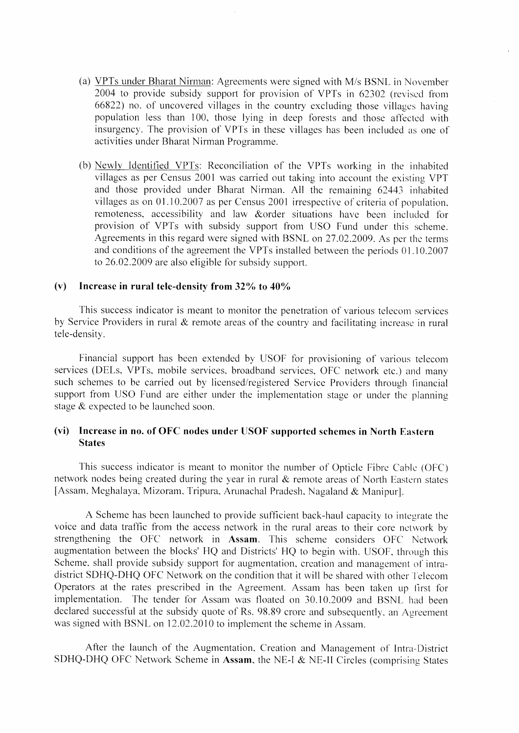(a) VPTs under Bharat Nirman: Agreements were signed with M/s BSNL in November 2004 to provide subsidy support for provision of VPTs in 62302 (revised from 66822) no. of uncovered villages in the country excluding those villages having population less than 100, those lying in deep forests and those affected with insurgency. The provision of VPTs in these villages has been included as one of activities under Bharat Nirman Programme.

(b) Newly Identified VPTs: Reconciliation of the VPTs working in the inhabited villages as per Census 2001 was carried out taking into account the existing VPT and those provided under Bharat Nirman. All the remaining 62443 inhabited villages as on 01.10.2007 as per Census 2001 irrespective of criteria of population, remoteness, accessibility and law &order situations have been included for provision of VPTs with subsidy support from USO Fund under this scheme. Agreements in this regard were signed with BSNL on 27.02.2009. As per the terms and conditions of the agreement the VPTs installed between the periods 01.10.2007 to 26.02.2009 are also eligible for subsidy support.

### (v) Increase in rural tele-density from 32% to 40%

This success indicator is meant to monitor the penetration of various telecom services by Service Providers in rural & remote areas of the country and facilitating increase in rural tele-density.

Financial support has been extended by USOF for provisioning of various telecom services (DELs, VPTs, mobile services, broadband services, OFC network etc.) and many such schemes to be carried out by licensed/registered Service Providers through financial support from USO Fund are either under the implementation stage or under the planning stage & expected to be launched soon.

### (vi) Increase in no. of OFC nodes under USOF supported schemes in North Eastern States

This success indicator is meant to monitor the number of Opticle Fibre Cable (OFC) network nodes being created during the year in rural & remote areas of North Eastern states [Assam, Meghalaya, Mizoram, Tripura, Arunachal Pradesh, Nagaland & Manipur].

A Scheme has been launched to provide sufficient back-haul capacity to integrate the voice and data traffic from the access network in the rural areas to their core network by strengthening the OFC network in **Assam**. This scheme considers OFC Network augmentation between the blocks' HQ and Districts' HQ to begin with. USOF, through this Scheme, shall provide subsidy support for augmentation, creation and management of intra-district SDHQ-DHQ OFC Network on the condition that it will be shared with other Telecom Operators at the rates prescribed in the Agreement. Assam has been taken up first for implementation. The tender for Assam was floated on 30.10.2009 and BSNL had been declared successful at the subsidy quote of Rs. 98.89 crore and subsequently, an Agreement was signed with BSNL on 12.02.2010 to implement the scheme in Assam.

After the launch of the Augmentation, Creation and Management of Intra-District SDHQ-DHQ OFC Network Scheme in **Assam**, the NE-I & NE-II Circles (comprising States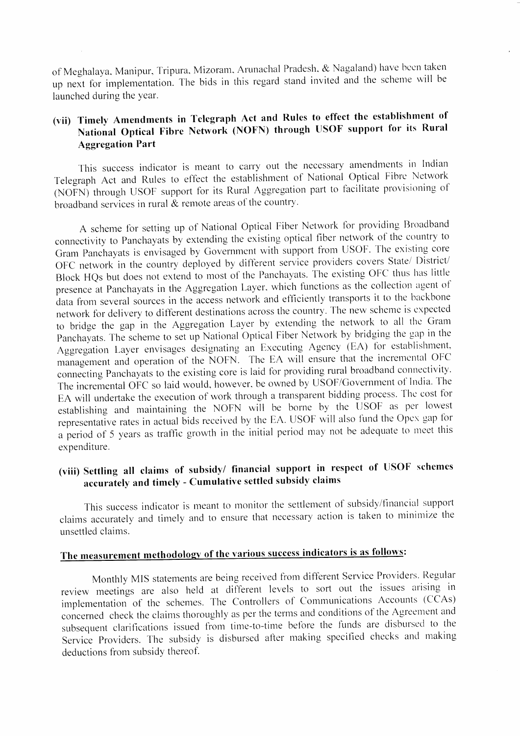of Meghalaya, Manipur, Tripura, Mizoram, Arunachal Pradesh, & Nagaland) have been taken up next for implementation. The bids in this regard stand invited and the scheme will be launched during the year.

### (vii) Timely Amendments in Telegraph Act and Rules to effect the establishment of National Optical Fibre Network (NOFN) through USOF support for its Rural Aggregation Part

This success indicator is meant to carry out the necessary amendments in Indian Telegraph Act and Rules to effect the establishment of National Optical Fibre Network (NOFN) through USOF support for its Rural Aggregation part to facilitate provisioning of broadband services in rural & remote areas of the country.

A scheme for setting up of National Optical Fiber Network for providing Broadband connectivity to Panchayats by extending the existing optical fiber network of the country to Gram Panchayats is envisaged by Government with support from USOF. The existing core OFC network in the country deployed by different service providers covers State/ District/ Block HQs but does not extend to most of the Panchayats. The existing OFC thus has little presence at Panchayats in the Aggregation Layer, which functions as the collection agent of data from several sources in the access network and efficiently transports it to the backbone network for delivery to different destinations across the country. The new scheme is expected to bridge the gap in the Aggregation Layer by extending the network to all the Gram Panchayats. The scheme to set up National Optical Fiber Network by bridging the gap in the Aggregation Layer envisages designating an Executing Agency (EA) for establishment, management and operation of the NOFN. The EA will ensure that the incremental OFC connecting Panchayats to the existing core is laid for providing rural broadband connectivity. The incremental OFC so laid would, however, be owned by USOF/Government of India. The EA will undertake the execution of work through a transparent bidding process. The cost for establishing and maintaining the NOFN will be borne by the USOF as per lowest representative rates in actual bids received by the EA. USOF will also fund the Opex gap for a period of 5 years as traffic growth in the initial period may not be adequate to meet this expenditure.

### (viii) Settling all claims of subsidy/ financial support in respect of USOF schemes accurately and timely - Cumulative settled subsidy claims

This success indicator is meant to monitor the settlement of subsidy/financial support claims accurately and timely and to ensure that necessary action is taken to minimize the unsettled claims.

**The measurement methodology of the various success indicators is as follows:**

Monthly MIS statements are being received from different Service Providers. Regular review meetings are also held at different levels to sort out the issues arising in implementation of the schemes. The Controllers of Communications Accounts (CCAs) concerned check the claims thoroughly as per the terms and conditions of the Agreement and subsequent clarifications issued from time-to-time before the funds are disbursed to the Service Providers. The subsidy is disbursed after making specified checks and making deductions from subsidy thereof.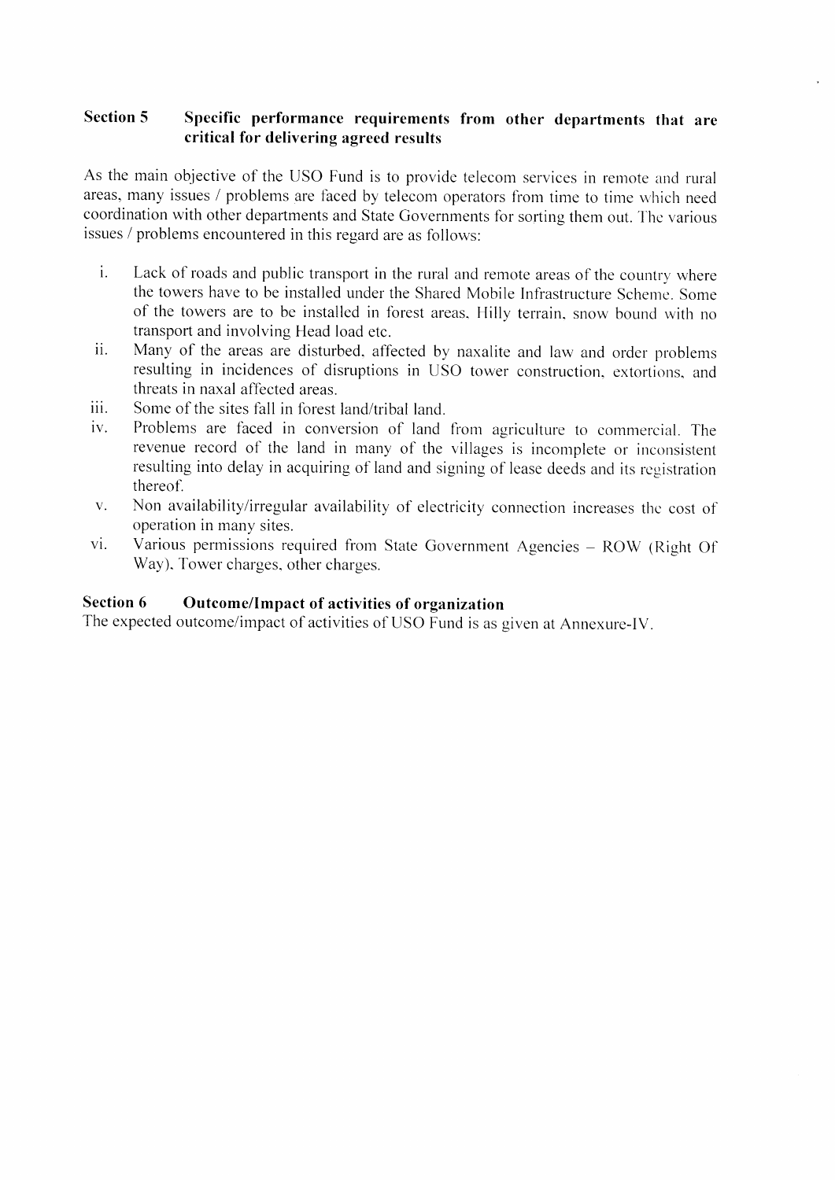## Section 5 Specific performance requirements from other departments that are critical for delivering agreed results

As the main objective of the USO Fund is to provide telecom services in remote and rural areas, many issues / problems are faced by telecom operators from time to time which need coordination with other departments and State Governments for sorting them out. The various issues / problems encountered in this regard are as follows:

i. Lack of roads and public transport in the rural and remote areas of the country where the towers have to be installed under the Shared Mobile Infrastructure Scheme. Some of the towers are to be installed in forest areas, Hilly terrain, snow bound with no transport and involving Head load etc.

ii. Many of the areas are disturbed, affected by naxalite and law and order problems resulting in incidences of disruptions in USO tower construction, extortions, and threats in naxal affected areas.

iii. Some of the sites fall in forest land/tribal land.

iv. Problems are faced in conversion of land from agriculture to commercial. The revenue record of the land in many of the villages is incomplete or inconsistent resulting into delay in acquiring of land and signing of lease deeds and its registration thereof.

v. Non availability/irregular availability of electricity connection increases the cost of operation in many sites.

vi. Various permissions required from State Government Agencies – ROW (Right Of Way), Tower charges, other charges.

## Section 6 Outcome/Impact of activities of organization

The expected outcome/impact of activities of USO Fund is as given at Annexure-IV.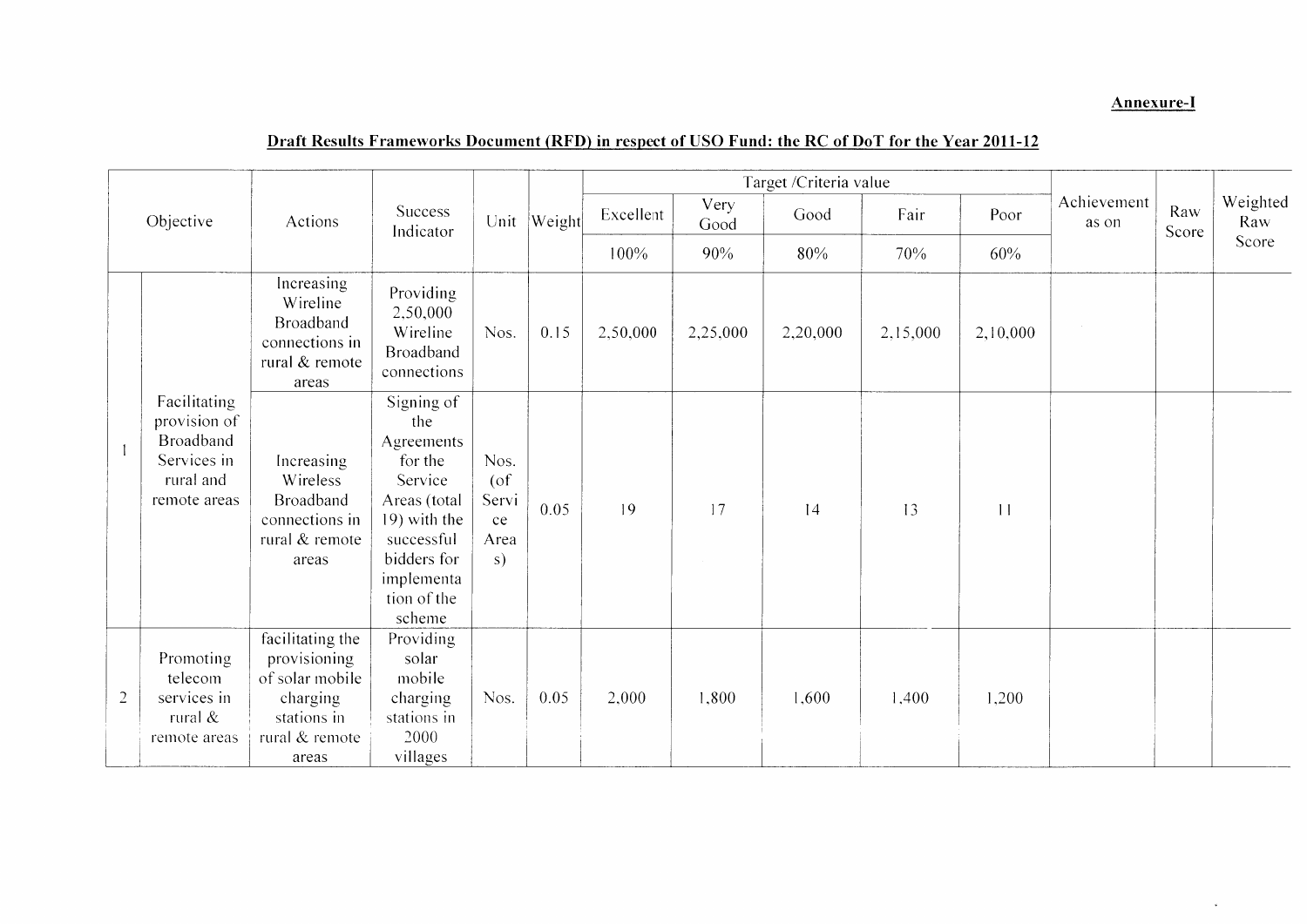**Annexure-I**

## Draft Results Frameworks Document (RFD) in respect of USO Fund: the RC of DoT for the Year 2011-12

| | Objective | Actions | Success Indicator | Unit | Weight | Target /Criteria value | | | | | Achievement as on | Raw Score | Weighted Raw Score |
|---|---|---|---|---|---|---|---|---|---|---|---|---|---|
| | | | | | | Excellent | Very Good | Good | Fair | Poor | | | |
| | | | | | | 100% | 90% | 80% | 70% | 60% | | | |
| 1 | Facilitating provision of Broadband Services in rural and remote areas | Increasing Wireline Broadband connections in rural & remote areas | Providing 2,50,000 Wireline Broadband connections | Nos. | 0.15 | 2,50,000 | 2,25,000 | 2,20,000 | 2,15,000 | 2,10,000 | | | |
| | | Increasing Wireless Broadband connections in rural & remote areas | Signing of the Agreements for the Service Areas (total 19) with the successful bidders for implementation of the scheme | Nos. (of Service Areas) | 0.05 | 19 | 17 | 14 | 13 | 11 | | | |
| 2 | Promoting telecom services in rural & remote areas | facilitating the provisioning of solar mobile charging stations in rural & remote areas | Providing solar mobile charging stations in 2000 villages | Nos. | 0.05 | 2,000 | 1,800 | 1,600 | 1,400 | 1,200 | | | |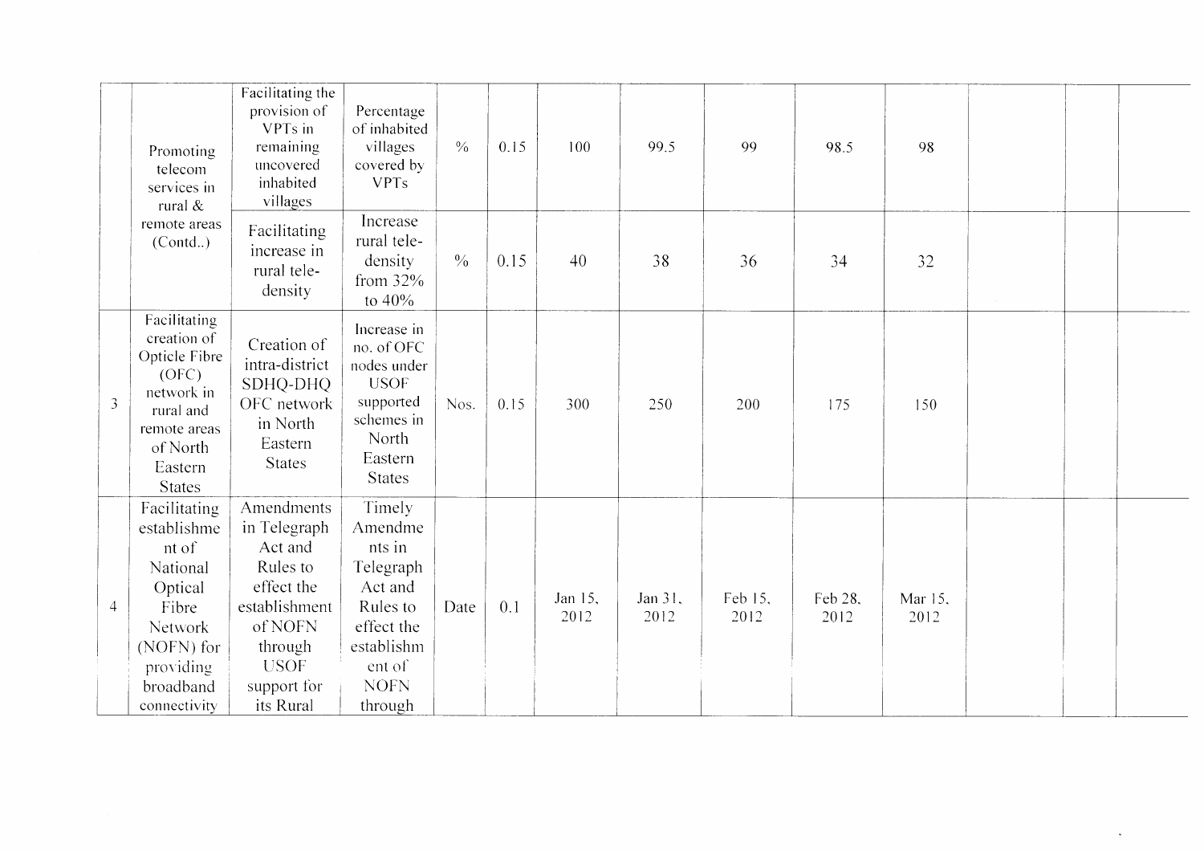| | | | | | | | | | | | | | |
|---|---|---|---|---|---|---|---|---|---|---|---|---|---|
| | Promoting telecom services in rural & remote areas (Contd..) | Facilitating the provision of VPTs in remaining uncovered inhabited villages | Percentage of inhabited villages covered by VPTs | % | 0.15 | 100 | 99.5 | 99 | 98.5 | 98 | | | |
| | | Facilitating increase in rural tele-density | Increase rural tele-density from 32% to 40% | % | 0.15 | 40 | 38 | 36 | 34 | 32 | | | |
| 3 | Facilitating creation of Opticle Fibre (OFC) network in rural and remote areas of North Eastern States | Creation of intra-district SDHQ-DHQ OFC network in North Eastern States | Increase in no. of OFC nodes under USOF supported schemes in North Eastern States | Nos. | 0.15 | 300 | 250 | 200 | 175 | 150 | | | |
| 4 | Facilitating establishment of National Optical Fibre Network (NOFN) for providing broadband connectivity | Amendments in Telegraph Act and Rules to effect the establishment of NOFN through USOF support for its Rural | Timely Amendments in Telegraph Act and Rules to effect the establishment of NOFN through | Date | 0.1 | Jan 15, 2012 | Jan 31, 2012 | Feb 15, 2012 | Feb 28, 2012 | Mar 15, 2012 | | | |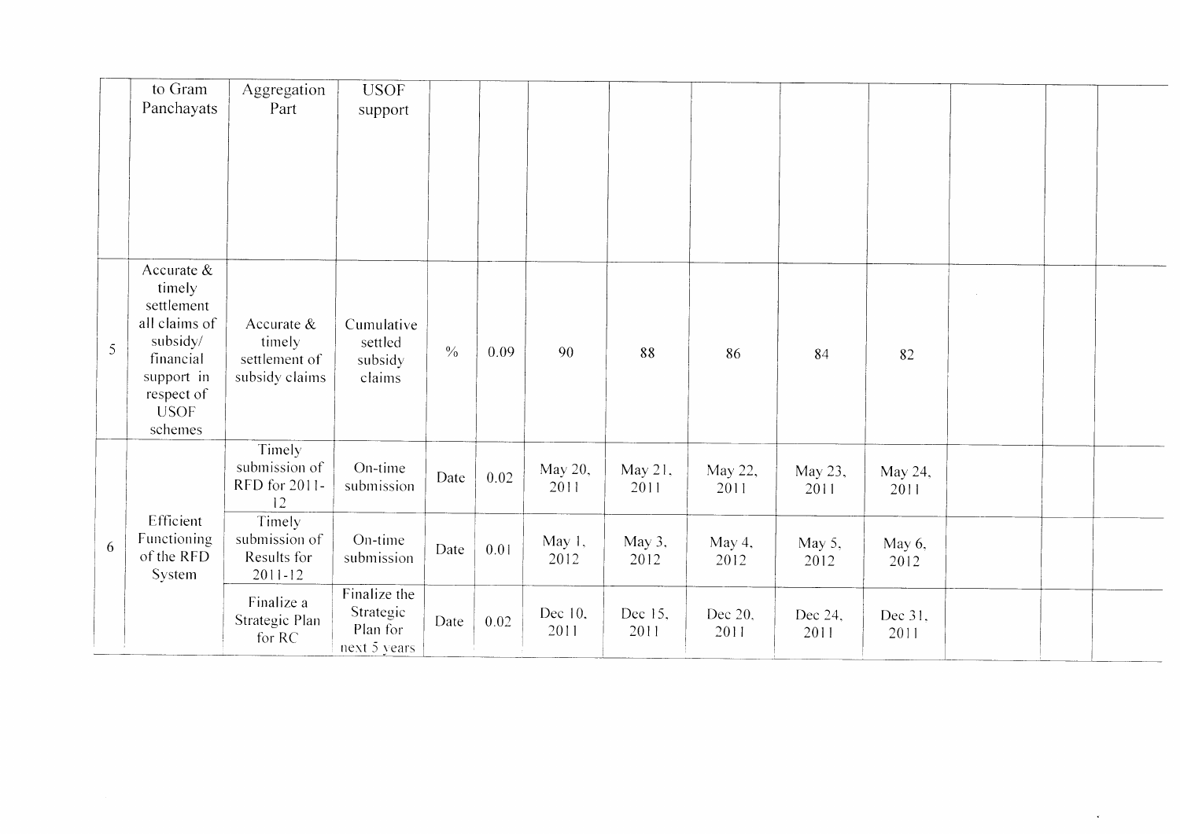|  |  |  |  |  |  |  |  |  |  |  |  |  |  |
|---|---|---|---|---|---|---|---|---|---|---|---|---|---|
|  | to Gram Panchayats | Aggregation Part | USOF support |  |  |  |  |  |  |  |  |  |  |
| 5 | Accurate & timely settlement all claims of subsidy/ financial support in respect of USOF schemes | Accurate & timely settlement of subsidy claims | Cumulative settled subsidy claims | % | 0.09 | 90 | 88 | 86 | 84 | 82 |  |  |  |
| 6 | Efficient Functioning of the RFD System | Timely submission of RFD for 2011-12 | On-time submission | Date | 0.02 | May 20, 2011 | May 21, 2011 | May 22, 2011 | May 23, 2011 | May 24, 2011 |  |  |  |
|  |  | Timely submission of Results for 2011-12 | On-time submission | Date | 0.01 | May 1, 2012 | May 3, 2012 | May 4, 2012 | May 5, 2012 | May 6, 2012 |  |  |  |
|  |  | Finalize a Strategic Plan for RC | Finalize the Strategic Plan for next 5 years | Date | 0.02 | Dec 10, 2011 | Dec 15, 2011 | Dec 20, 2011 | Dec 24, 2011 | Dec 31, 2011 |  |  |  |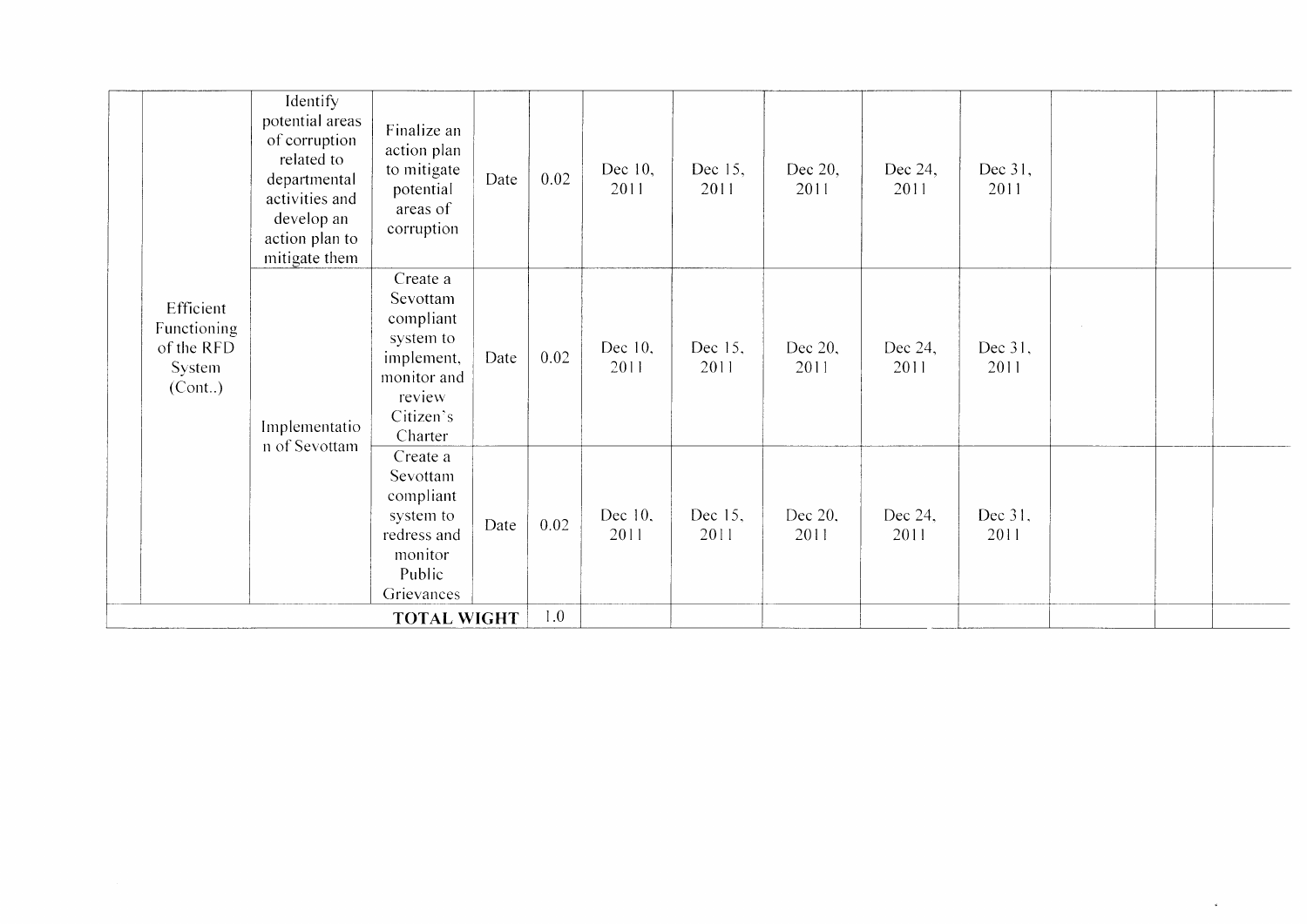| | | | | | | | | | | | | | |
|---|---|---|---|---|---|---|---|---|---|---|---|---|---|
| | Efficient Functioning of the RFD System (Cont..) | Identify potential areas of corruption related to departmental activities and develop an action plan to mitigate them | Finalize an action plan to mitigate potential areas of corruption | Date | 0.02 | Dec 10, 2011 | Dec 15, 2011 | Dec 20, 2011 | Dec 24, 2011 | Dec 31, 2011 | | | |
| | | Implementation of Sevottam | Create a Sevottam compliant system to implement, monitor and review Citizen's Charter | Date | 0.02 | Dec 10, 2011 | Dec 15, 2011 | Dec 20, 2011 | Dec 24, 2011 | Dec 31, 2011 | | | |
| | | | Create a Sevottam compliant system to redress and monitor Public Grievances | Date | 0.02 | Dec 10, 2011 | Dec 15, 2011 | Dec 20, 2011 | Dec 24, 2011 | Dec 31, 2011 | | | |
| **TOTAL WIGHT** | | | | | 1.0 | | | | | | | | |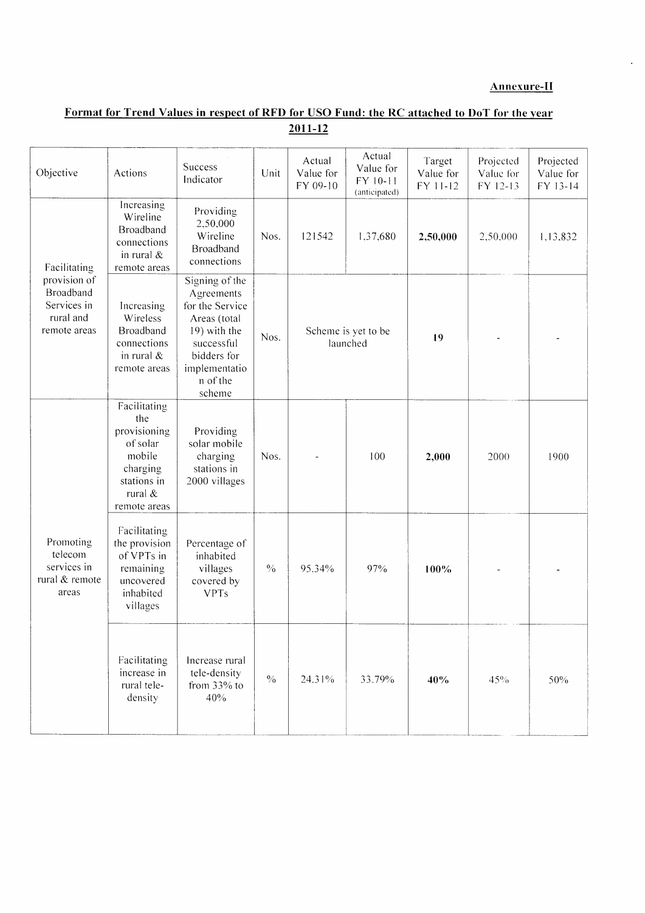**Annexure-II**

## Format for Trend Values in respect of RFD for USO Fund: the RC attached to DoT for the year 2011-12

| Objective | Actions | Success Indicator | Unit | Actual Value for FY 09-10 | Actual Value for FY 10-11 (anticipated) | Target Value for FY 11-12 | Projected Value for FY 12-13 | Projected Value for FY 13-14 |
|---|---|---|---|---|---|---|---|---|
| Facilitating provision of Broadband Services in rural and remote areas | Increasing Wireline Broadband connections in rural & remote areas | Providing 2,50,000 Wireline Broadband connections | Nos. | 121542 | 1,37,680 | **2,50,000** | 2,50,000 | 1,13,832 |
| | Increasing Wireless Broadband connections in rural & remote areas | Signing of the Agreements for the Service Areas (total 19) with the successful bidders for implementation of the scheme | Nos. | Scheme is yet to be launched | | **19** | - | - |
| Promoting telecom services in rural & remote areas | Facilitating the provisioning of solar mobile charging stations in rural & remote areas | Providing solar mobile charging stations in 2000 villages | Nos. | - | 100 | **2,000** | 2000 | 1900 |
| | Facilitating the provision of VPTs in remaining uncovered inhabited villages | Percentage of inhabited villages covered by VPTs | % | 95.34% | 97% | **100%** | - | - |
| | Facilitating increase in rural tele-density | Increase rural tele-density from 33% to 40% | % | 24.31% | 33.79% | **40%** | 45% | 50% |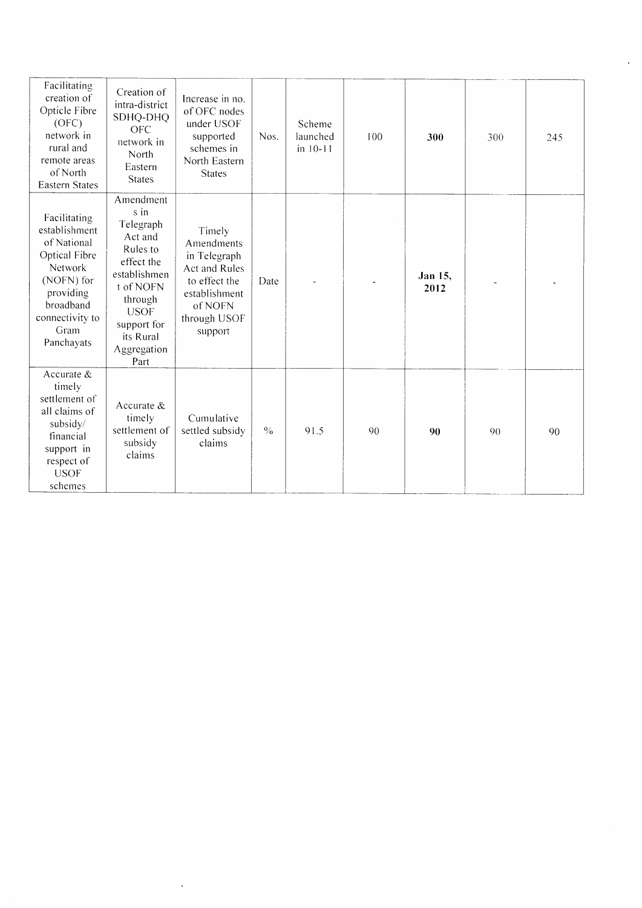| Facilitating creation of Opticle Fibre (OFC) network in rural and remote areas of North Eastern States | Creation of intra-district SDHQ-DHQ OFC network in North Eastern States | Increase in no. of OFC nodes under USOF supported schemes in North Eastern States | Nos. | Scheme launched in 10-11 | 100 | **300** | 300 | 245 |
|---|---|---|---|---|---|---|---|---|
| Facilitating establishment of National Optical Fibre Network (NOFN) for providing broadband connectivity to Gram Panchayats | Amendments in Telegraph Act and Rules to effect the establishment of NOFN through USOF support for its Rural Aggregation Part | Timely Amendments in Telegraph Act and Rules to effect the establishment of NOFN through USOF support | Date | - | - | **Jan 15, 2012** | - | - |
| Accurate & timely settlement of all claims of subsidy/ financial support in respect of USOF schemes | Accurate & timely settlement of subsidy claims | Cumulative settled subsidy claims | % | 91.5 | 90 | **90** | 90 | 90 |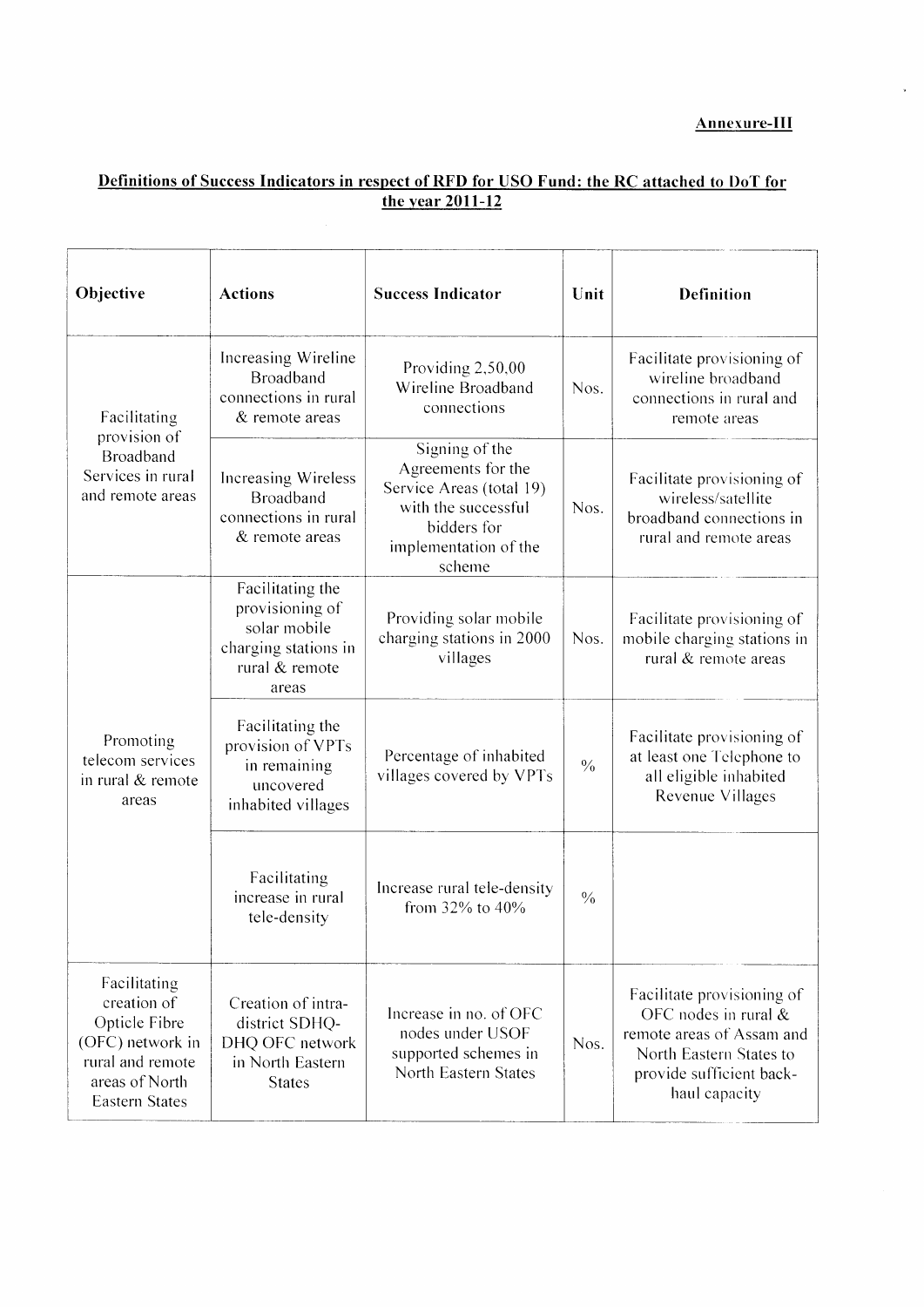**Annexure-III**

**Definitions of Success Indicators in respect of RFD for USO Fund: the RC attached to DoT for the year 2011-12**

| Objective | Actions | Success Indicator | Unit | Definition |
|---|---|---|---|---|
| Facilitating provision of Broadband Services in rural and remote areas | Increasing Wireline Broadband connections in rural & remote areas | Providing 2,50,00 Wireline Broadband connections | Nos. | Facilitate provisioning of wireline broadband connections in rural and remote areas |
| | Increasing Wireless Broadband connections in rural & remote areas | Signing of the Agreements for the Service Areas (total 19) with the successful bidders for implementation of the scheme | Nos. | Facilitate provisioning of wireless/satellite broadband connections in rural and remote areas |
| Promoting telecom services in rural & remote areas | Facilitating the provisioning of solar mobile charging stations in rural & remote areas | Providing solar mobile charging stations in 2000 villages | Nos. | Facilitate provisioning of mobile charging stations in rural & remote areas |
| | Facilitating the provision of VPTs in remaining uncovered inhabited villages | Percentage of inhabited villages covered by VPTs | % | Facilitate provisioning of at least one Telephone to all eligible inhabited Revenue Villages |
| | Facilitating increase in rural tele-density | Increase rural tele-density from 32% to 40% | % | |
| Facilitating creation of Opticle Fibre (OFC) network in rural and remote areas of North Eastern States | Creation of intra-district SDHQ-DHQ OFC network in North Eastern States | Increase in no. of OFC nodes under USOF supported schemes in North Eastern States | Nos. | Facilitate provisioning of OFC nodes in rural & remote areas of Assam and North Eastern States to provide sufficient back-haul capacity |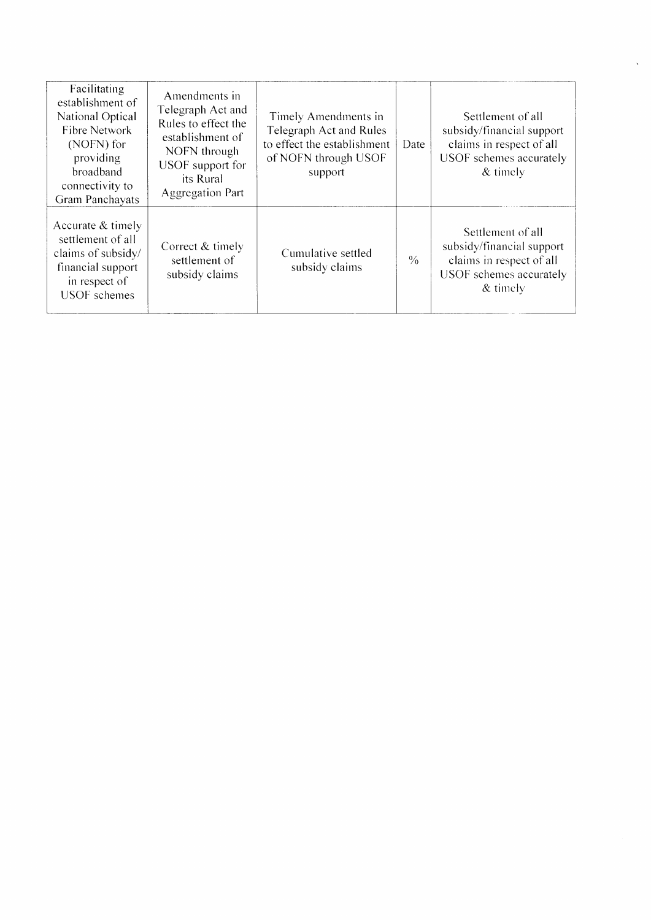| Facilitating establishment of National Optical Fibre Network (NOFN) for providing broadband connectivity to Gram Panchayats | Amendments in Telegraph Act and Rules to effect the establishment of NOFN through USOF support for its Rural Aggregation Part | Timely Amendments in Telegraph Act and Rules to effect the establishment of NOFN through USOF support | Date | Settlement of all subsidy/financial support claims in respect of all USOF schemes accurately & timely |
|---|---|---|---|---|
| Accurate & timely settlement of all claims of subsidy/ financial support in respect of USOF schemes | Correct & timely settlement of subsidy claims | Cumulative settled subsidy claims | % | Settlement of all subsidy/financial support claims in respect of all USOF schemes accurately & timely |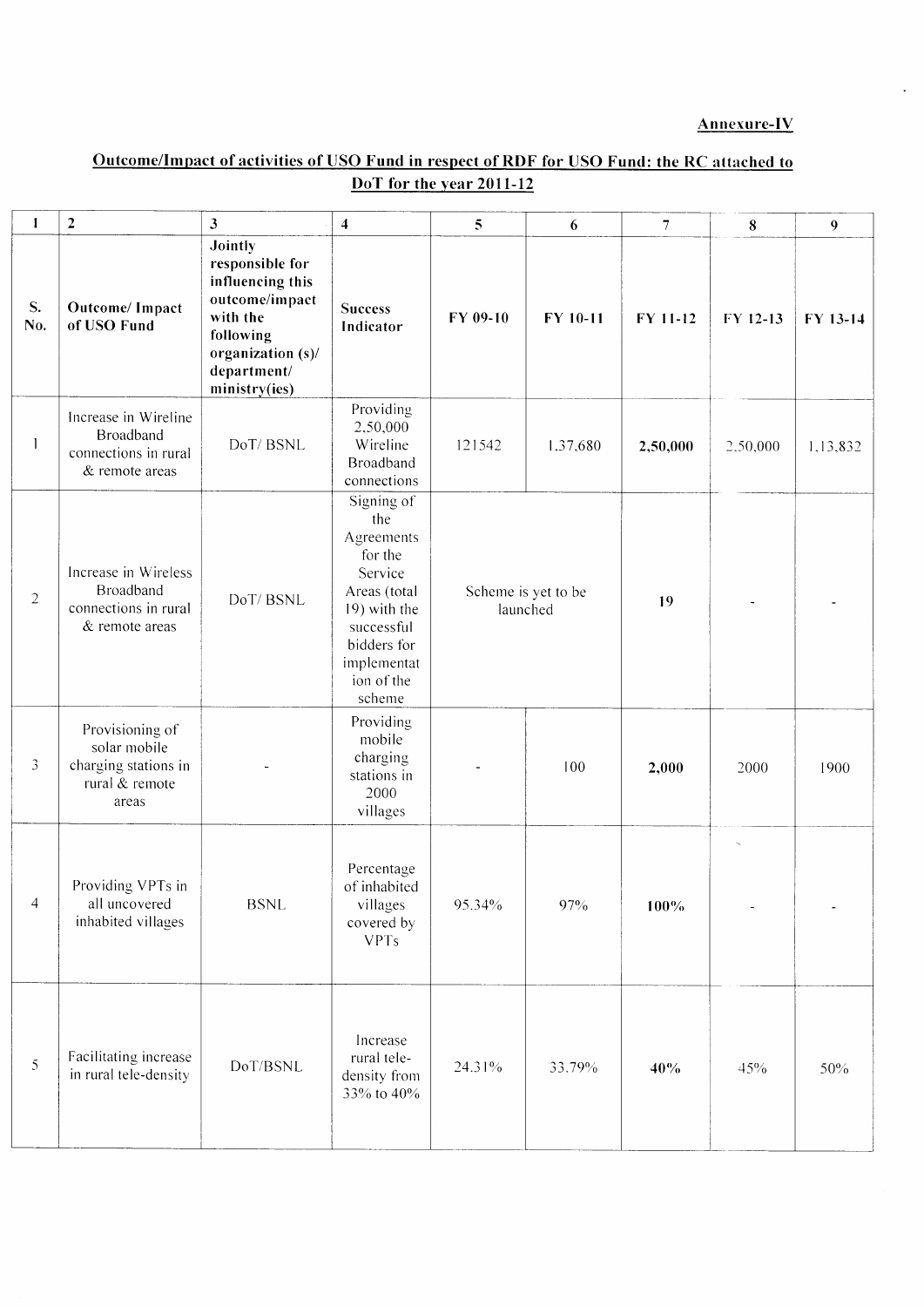**Annexure-IV**

**Outcome/Impact of activities of USO Fund in respect of RDF for USO Fund: the RC attached to DoT for the year 2011-12**

| 1 | 2 | 3 | 4 | 5 | 6 | 7 | 8 | 9 |
|---|---|---|---|---|---|---|---|---|
| **S. No.** | **Outcome/ Impact of USO Fund** | **Jointly responsible for influencing this outcome/impact with the following organization (s)/ department/ ministry(ies)** | **Success Indicator** | **FY 09-10** | **FY 10-11** | **FY 11-12** | **FY 12-13** | **FY 13-14** |
| 1 | Increase in Wireline Broadband connections in rural & remote areas | DoT/ BSNL | Providing 2,50,000 Wireline Broadband connections | 121542 | 1,37,680 | **2,50,000** | 2,50,000 | 1,13,832 |
| 2 | Increase in Wireless Broadband connections in rural & remote areas | DoT/ BSNL | Signing of the Agreements for the Service Areas (total 19) with the successful bidders for implementation of the scheme | Scheme is yet to be launched | | **19** | - | - |
| 3 | Provisioning of solar mobile charging stations in rural & remote areas | - | Providing mobile charging stations in 2000 villages | - | 100 | **2,000** | 2000 | 1900 |
| 4 | Providing VPTs in all uncovered inhabited villages | BSNL | Percentage of inhabited villages covered by VPTs | 95.34% | 97% | **100%** | - | - |
| 5 | Facilitating increase in rural tele-density | DoT/BSNL | Increase rural tele-density from 33% to 40% | 24.31% | 33.79% | **40%** | 45% | 50% |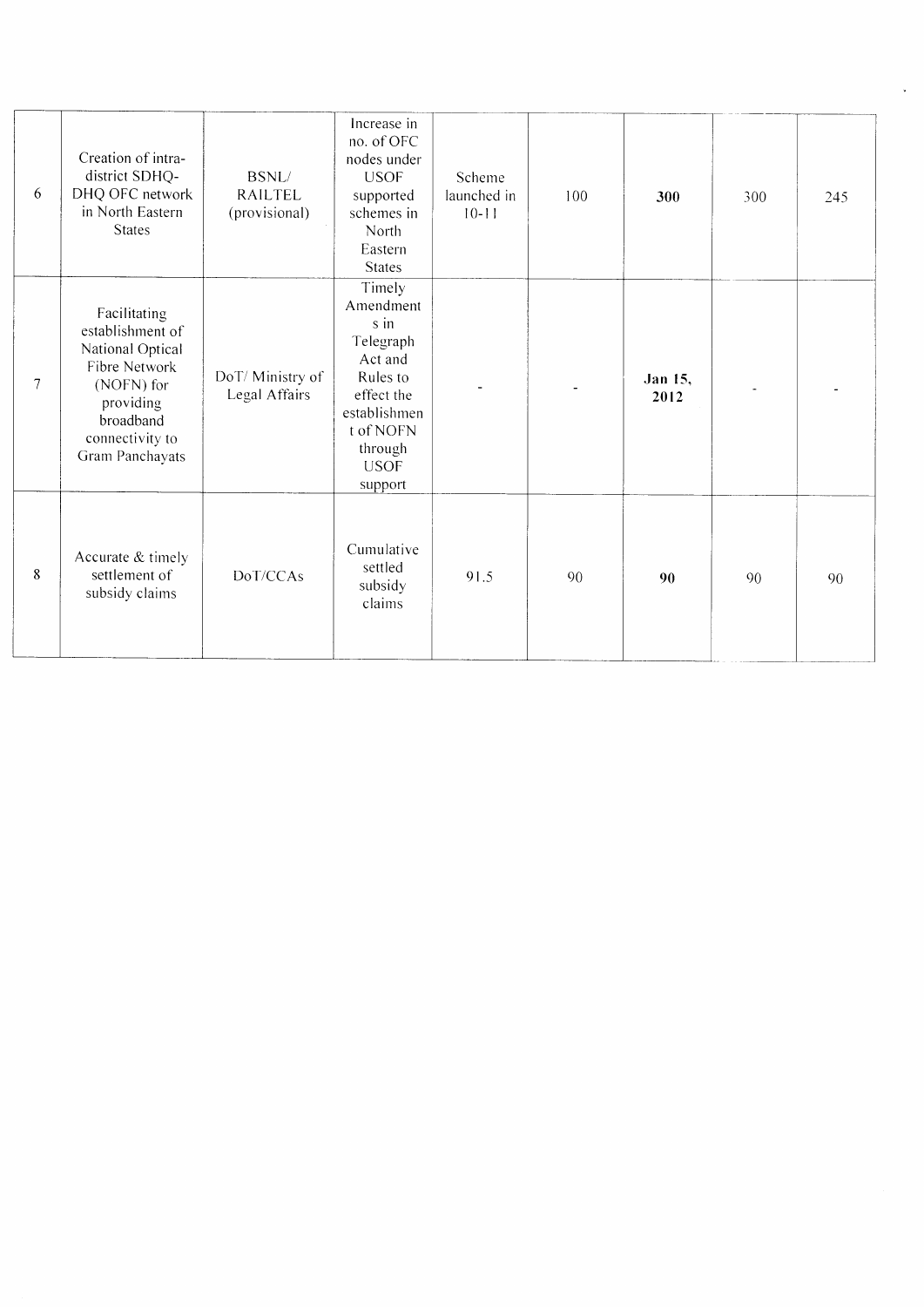| | | | | | | | | |
|---|---|---|---|---|---|---|---|---|
| 6 | Creation of intra-district SDHQ-DHQ OFC network in North Eastern States | BSNL/ RAILTEL (provisional) | Increase in no. of OFC nodes under USOF supported schemes in North Eastern States | Scheme launched in 10-11 | 100 | **300** | 300 | 245 |
| 7 | Facilitating establishment of National Optical Fibre Network (NOFN) for providing broadband connectivity to Gram Panchayats | DoT/ Ministry of Legal Affairs | Timely Amendments in Telegraph Act and Rules to effect the establishment of NOFN through USOF support | - | - | **Jan 15, 2012** | - | - |
| 8 | Accurate & timely settlement of subsidy claims | DoT/CCAs | Cumulative settled subsidy claims | 91.5 | 90 | **90** | 90 | 90 |